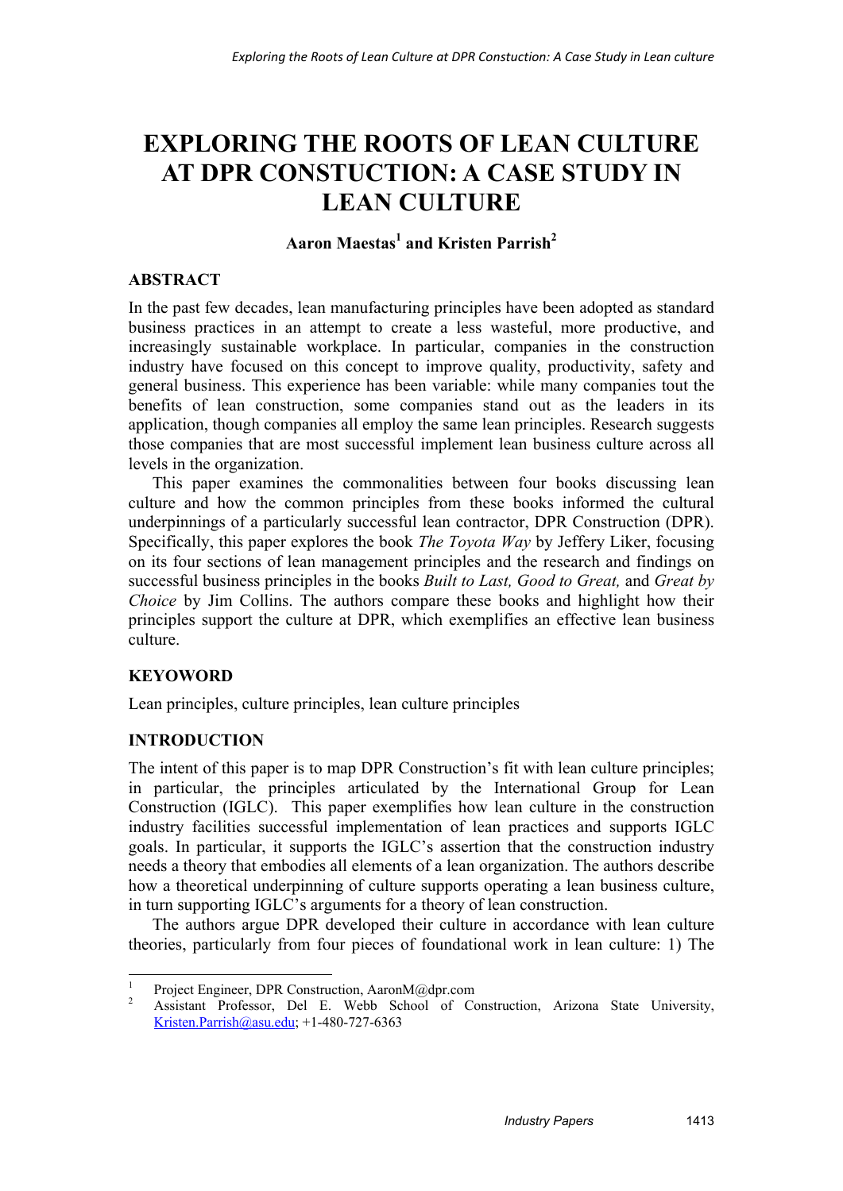# EXPLORING THE ROOTS OF LEAN CULTURE AT DPR CONSTUCTION: A CASE STUDY IN LEAN CULTURE

**Aaron Maestas[1] and Kristen Parrish[2]**

## ABSTRACT

In the past few decades, lean manufacturing principles have been adopted as standard business practices in an attempt to create a less wasteful, more productive, and increasingly sustainable workplace. In particular, companies in the construction industry have focused on this concept to improve quality, productivity, safety and general business. This experience has been variable: while many companies tout the benefits of lean construction, some companies stand out as the leaders in its application, though companies all employ the same lean principles. Research suggests those companies that are most successful implement lean business culture across all levels in the organization.

This paper examines the commonalities between four books discussing lean culture and how the common principles from these books informed the cultural underpinnings of a particularly successful lean contractor, DPR Construction (DPR). Specifically, this paper explores the book *The Toyota Way* by Jeffery Liker, focusing on its four sections of lean management principles and the research and findings on successful business principles in the books *Built to Last, Good to Great,* and *Great by Choice* by Jim Collins. The authors compare these books and highlight how their principles support the culture at DPR, which exemplifies an effective lean business culture.

## KEYOWORD

Lean principles, culture principles, lean culture principles

## INTRODUCTION

The intent of this paper is to map DPR Construction's fit with lean culture principles; in particular, the principles articulated by the International Group for Lean Construction (IGLC). This paper exemplifies how lean culture in the construction industry facilities successful implementation of lean practices and supports IGLC goals. In particular, it supports the IGLC's assertion that the construction industry needs a theory that embodies all elements of a lean organization. The authors describe how a theoretical underpinning of culture supports operating a lean business culture, in turn supporting IGLC's arguments for a theory of lean construction.

The authors argue DPR developed their culture in accordance with lean culture theories, particularly from four pieces of foundational work in lean culture: 1) The

[1] Project Engineer, DPR Construction, AaronM@dpr.com

[2] Assistant Professor, Del E. Webb School of Construction, Arizona State University, Kristen.Parrish@asu.edu; +1-480-727-6363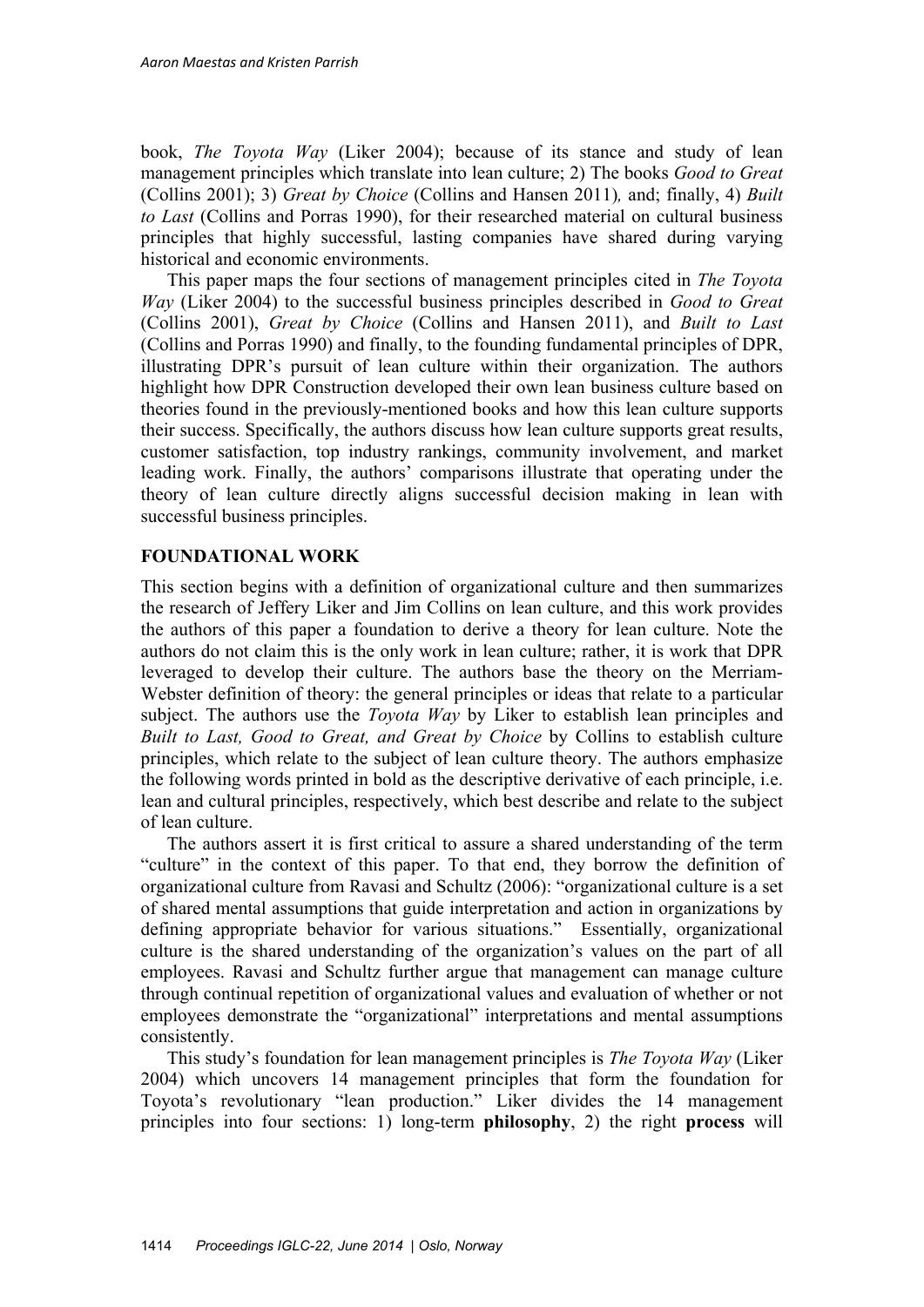book, *The Toyota Way* (Liker 2004); because of its stance and study of lean management principles which translate into lean culture; 2) The books *Good to Great* (Collins 2001); 3) *Great by Choice* (Collins and Hansen 2011)*,* and; finally, 4) *Built to Last* (Collins and Porras 1990), for their researched material on cultural business principles that highly successful, lasting companies have shared during varying historical and economic environments.

This paper maps the four sections of management principles cited in *The Toyota Way* (Liker 2004) to the successful business principles described in *Good to Great* (Collins 2001), *Great by Choice* (Collins and Hansen 2011), and *Built to Last* (Collins and Porras 1990) and finally, to the founding fundamental principles of DPR, illustrating DPR's pursuit of lean culture within their organization. The authors highlight how DPR Construction developed their own lean business culture based on theories found in the previously-mentioned books and how this lean culture supports their success. Specifically, the authors discuss how lean culture supports great results, customer satisfaction, top industry rankings, community involvement, and market leading work. Finally, the authors' comparisons illustrate that operating under the theory of lean culture directly aligns successful decision making in lean with successful business principles.

## FOUNDATIONAL WORK

This section begins with a definition of organizational culture and then summarizes the research of Jeffery Liker and Jim Collins on lean culture, and this work provides the authors of this paper a foundation to derive a theory for lean culture. Note the authors do not claim this is the only work in lean culture; rather, it is work that DPR leveraged to develop their culture. The authors base the theory on the Merriam-Webster definition of theory: the general principles or ideas that relate to a particular subject. The authors use the *Toyota Way* by Liker to establish lean principles and *Built to Last, Good to Great, and Great by Choice* by Collins to establish culture principles, which relate to the subject of lean culture theory. The authors emphasize the following words printed in bold as the descriptive derivative of each principle, i.e. lean and cultural principles, respectively, which best describe and relate to the subject of lean culture.

The authors assert it is first critical to assure a shared understanding of the term "culture" in the context of this paper. To that end, they borrow the definition of organizational culture from Ravasi and Schultz (2006): "organizational culture is a set of shared mental assumptions that guide interpretation and action in organizations by defining appropriate behavior for various situations." Essentially, organizational culture is the shared understanding of the organization's values on the part of all employees. Ravasi and Schultz further argue that management can manage culture through continual repetition of organizational values and evaluation of whether or not employees demonstrate the "organizational" interpretations and mental assumptions consistently.

This study's foundation for lean management principles is *The Toyota Way* (Liker 2004) which uncovers 14 management principles that form the foundation for Toyota's revolutionary "lean production." Liker divides the 14 management principles into four sections: 1) long-term **philosophy**, 2) the right **process** will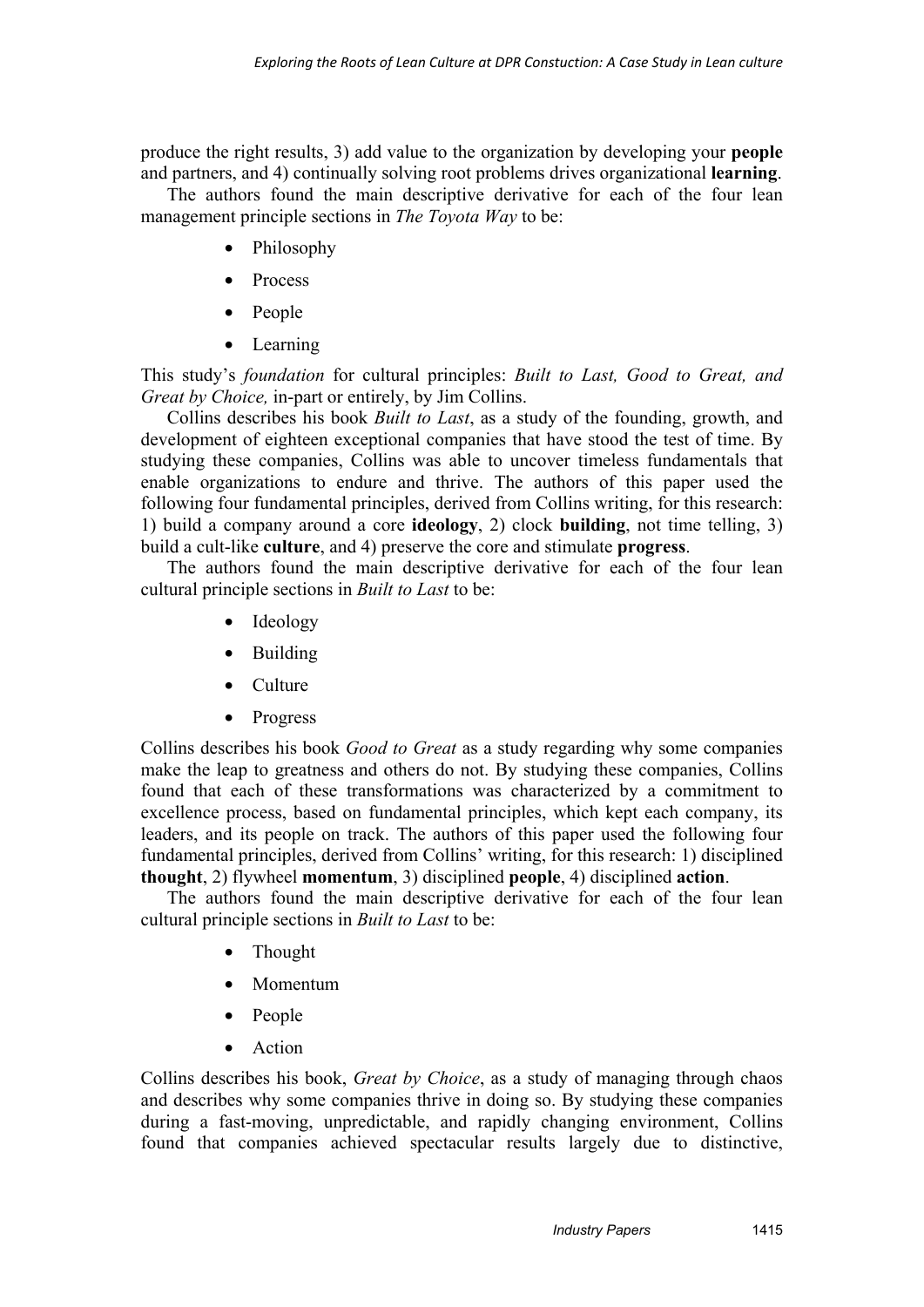produce the right results, 3) add value to the organization by developing your **people** and partners, and 4) continually solving root problems drives organizational **learning**.

The authors found the main descriptive derivative for each of the four lean management principle sections in *The Toyota Way* to be:

- Philosophy
- Process
- People
- Learning

This study's *foundation* for cultural principles: *Built to Last, Good to Great, and Great by Choice,* in-part or entirely, by Jim Collins.

Collins describes his book *Built to Last*, as a study of the founding, growth, and development of eighteen exceptional companies that have stood the test of time. By studying these companies, Collins was able to uncover timeless fundamentals that enable organizations to endure and thrive. The authors of this paper used the following four fundamental principles, derived from Collins writing, for this research: 1) build a company around a core **ideology**, 2) clock **building**, not time telling, 3) build a cult-like **culture**, and 4) preserve the core and stimulate **progress**.

The authors found the main descriptive derivative for each of the four lean cultural principle sections in *Built to Last* to be:

- Ideology
- Building
- Culture
- Progress

Collins describes his book *Good to Great* as a study regarding why some companies make the leap to greatness and others do not. By studying these companies, Collins found that each of these transformations was characterized by a commitment to excellence process, based on fundamental principles, which kept each company, its leaders, and its people on track. The authors of this paper used the following four fundamental principles, derived from Collins' writing, for this research: 1) disciplined **thought**, 2) flywheel **momentum**, 3) disciplined **people**, 4) disciplined **action**.

The authors found the main descriptive derivative for each of the four lean cultural principle sections in *Built to Last* to be:

- Thought
- Momentum
- People
- Action

Collins describes his book, *Great by Choice*, as a study of managing through chaos and describes why some companies thrive in doing so. By studying these companies during a fast-moving, unpredictable, and rapidly changing environment, Collins found that companies achieved spectacular results largely due to distinctive,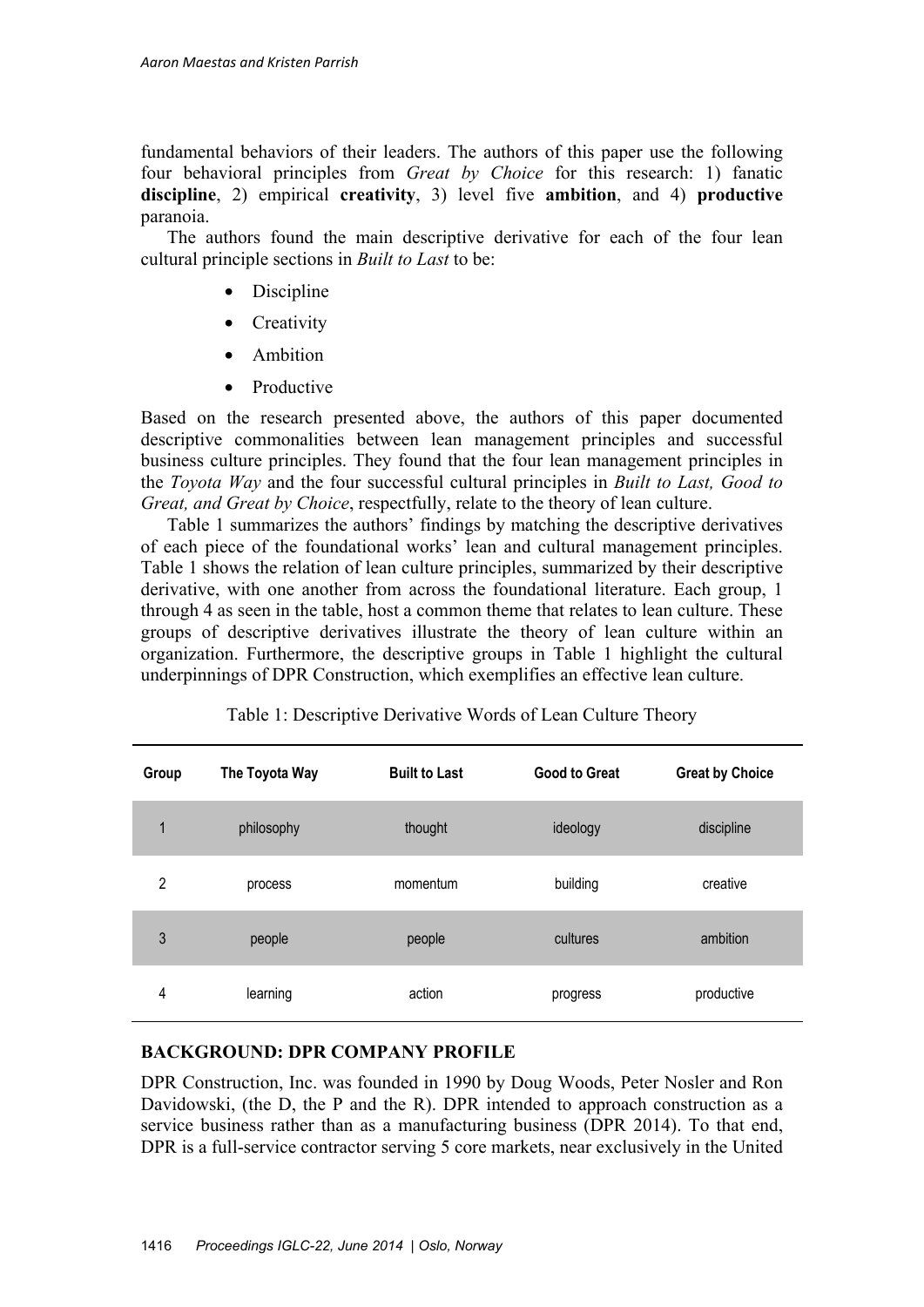fundamental behaviors of their leaders. The authors of this paper use the following four behavioral principles from *Great by Choice* for this research: 1) fanatic **discipline**, 2) empirical **creativity**, 3) level five **ambition**, and 4) **productive** paranoia.

The authors found the main descriptive derivative for each of the four lean cultural principle sections in *Built to Last* to be:

- Discipline
- Creativity
- Ambition
- Productive

Based on the research presented above, the authors of this paper documented descriptive commonalities between lean management principles and successful business culture principles. They found that the four lean management principles in the *Toyota Way* and the four successful cultural principles in *Built to Last, Good to Great, and Great by Choice*, respectfully, relate to the theory of lean culture.

Table 1 summarizes the authors' findings by matching the descriptive derivatives of each piece of the foundational works' lean and cultural management principles. Table 1 shows the relation of lean culture principles, summarized by their descriptive derivative, with one another from across the foundational literature. Each group, 1 through 4 as seen in the table, host a common theme that relates to lean culture. These groups of descriptive derivatives illustrate the theory of lean culture within an organization. Furthermore, the descriptive groups in Table 1 highlight the cultural underpinnings of DPR Construction, which exemplifies an effective lean culture.

Table 1: Descriptive Derivative Words of Lean Culture Theory

| Group | The Toyota Way | Built to Last | Good to Great | Great by Choice |
|---|---|---|---|---|
| 1 | philosophy | thought | ideology | discipline |
| 2 | process | momentum | building | creative |
| 3 | people | people | cultures | ambition |
| 4 | learning | action | progress | productive |

## BACKGROUND: DPR COMPANY PROFILE

DPR Construction, Inc. was founded in 1990 by Doug Woods, Peter Nosler and Ron Davidowski, (the D, the P and the R). DPR intended to approach construction as a service business rather than as a manufacturing business (DPR 2014). To that end, DPR is a full-service contractor serving 5 core markets, near exclusively in the United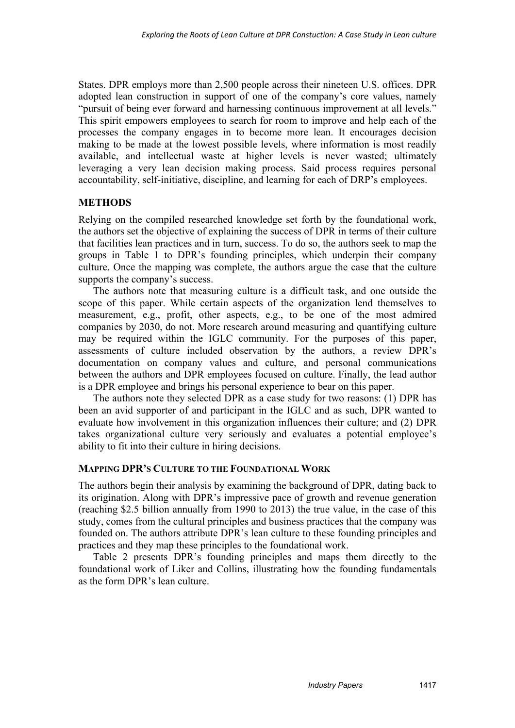States. DPR employs more than 2,500 people across their nineteen U.S. offices. DPR adopted lean construction in support of one of the company's core values, namely "pursuit of being ever forward and harnessing continuous improvement at all levels." This spirit empowers employees to search for room to improve and help each of the processes the company engages in to become more lean. It encourages decision making to be made at the lowest possible levels, where information is most readily available, and intellectual waste at higher levels is never wasted; ultimately leveraging a very lean decision making process. Said process requires personal accountability, self-initiative, discipline, and learning for each of DRP's employees.

## METHODS

Relying on the compiled researched knowledge set forth by the foundational work, the authors set the objective of explaining the success of DPR in terms of their culture that facilities lean practices and in turn, success. To do so, the authors seek to map the groups in Table 1 to DPR's founding principles, which underpin their company culture. Once the mapping was complete, the authors argue the case that the culture supports the company's success.

The authors note that measuring culture is a difficult task, and one outside the scope of this paper. While certain aspects of the organization lend themselves to measurement, e.g., profit, other aspects, e.g., to be one of the most admired companies by 2030, do not. More research around measuring and quantifying culture may be required within the IGLC community. For the purposes of this paper, assessments of culture included observation by the authors, a review DPR's documentation on company values and culture, and personal communications between the authors and DPR employees focused on culture. Finally, the lead author is a DPR employee and brings his personal experience to bear on this paper.

The authors note they selected DPR as a case study for two reasons: (1) DPR has been an avid supporter of and participant in the IGLC and as such, DPR wanted to evaluate how involvement in this organization influences their culture; and (2) DPR takes organizational culture very seriously and evaluates a potential employee's ability to fit into their culture in hiring decisions.

### MAPPING DPR'S CULTURE TO THE FOUNDATIONAL WORK

The authors begin their analysis by examining the background of DPR, dating back to its origination. Along with DPR's impressive pace of growth and revenue generation (reaching $2.5 billion annually from 1990 to 2013) the true value, in the case of this study, comes from the cultural principles and business practices that the company was founded on. The authors attribute DPR's lean culture to these founding principles and practices and they map these principles to the foundational work.

Table 2 presents DPR's founding principles and maps them directly to the foundational work of Liker and Collins, illustrating how the founding fundamentals as the form DPR's lean culture.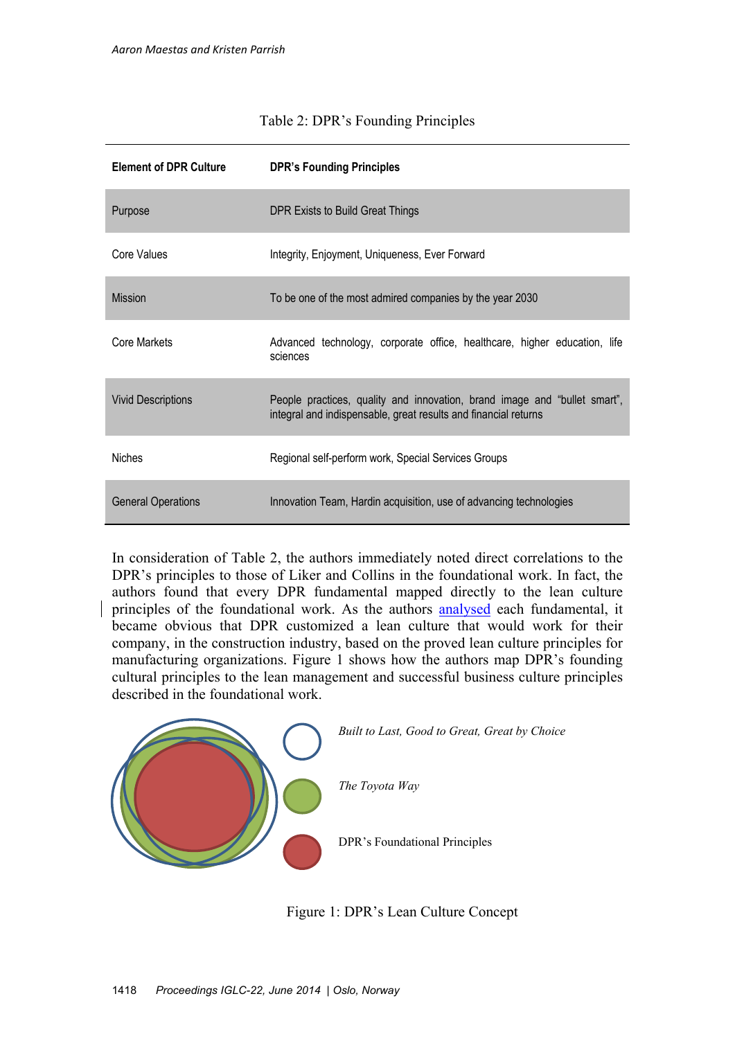Table 2: DPR's Founding Principles

| Element of DPR Culture | DPR's Founding Principles |
|---|---|
| Purpose | DPR Exists to Build Great Things |
| Core Values | Integrity, Enjoyment, Uniqueness, Ever Forward |
| Mission | To be one of the most admired companies by the year 2030 |
| Core Markets | Advanced technology, corporate office, healthcare, higher education, life sciences |
| Vivid Descriptions | People practices, quality and innovation, brand image and "bullet smart", integral and indispensable, great results and financial returns |
| Niches | Regional self-perform work, Special Services Groups |
| General Operations | Innovation Team, Hardin acquisition, use of advancing technologies |

In consideration of Table 2, the authors immediately noted direct correlations to the DPR's principles to those of Liker and Collins in the foundational work. In fact, the authors found that every DPR fundamental mapped directly to the lean culture principles of the foundational work. As the authors analysed each fundamental, it became obvious that DPR customized a lean culture that would work for their company, in the construction industry, based on the proved lean culture principles for manufacturing organizations. Figure 1 shows how the authors map DPR's founding cultural principles to the lean management and successful business culture principles described in the foundational work.

*Built to Last, Good to Great, Great by Choice*

*The Toyota Way*

DPR's Foundational Principles

Figure 1: DPR's Lean Culture Concept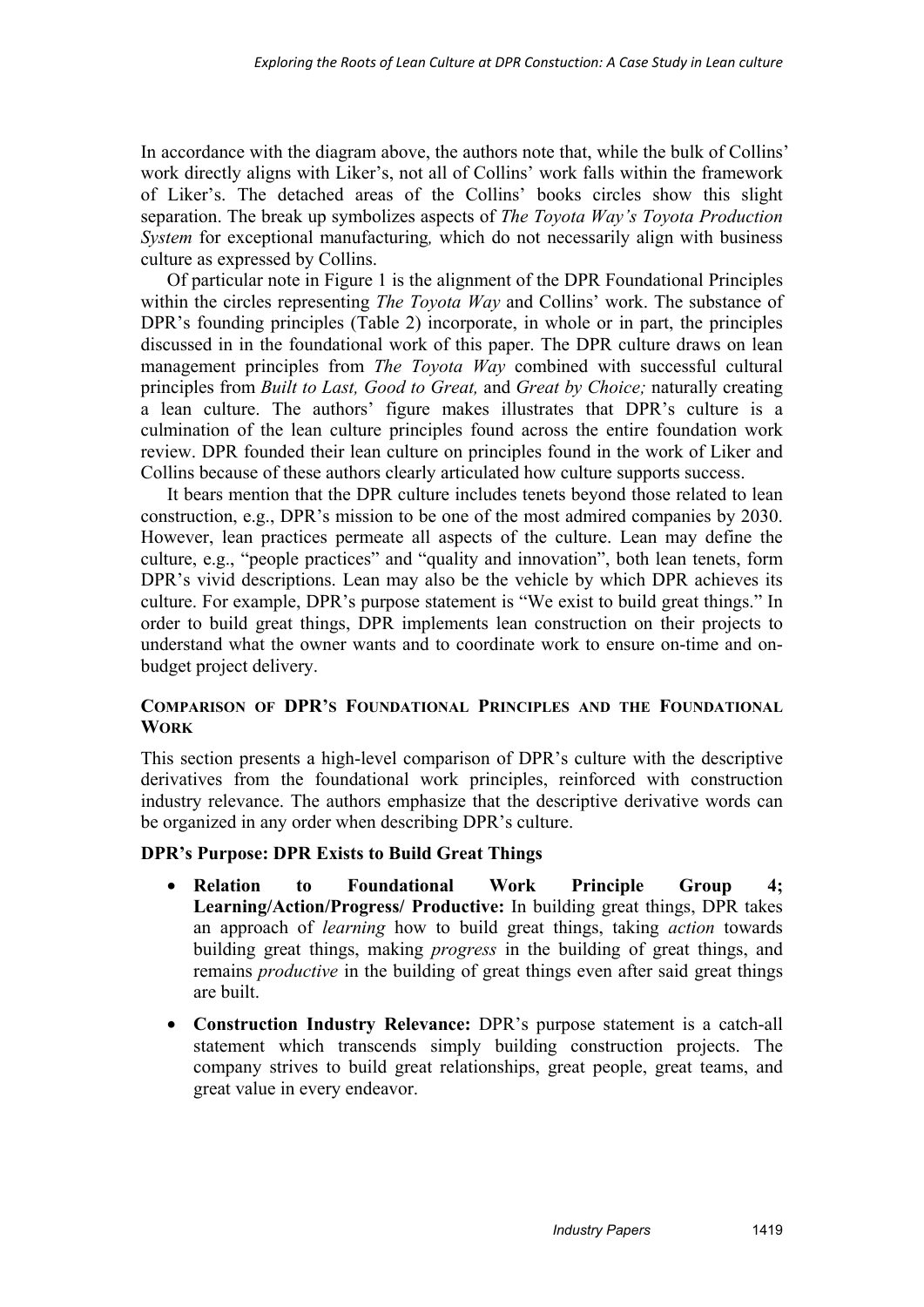In accordance with the diagram above, the authors note that, while the bulk of Collins' work directly aligns with Liker's, not all of Collins' work falls within the framework of Liker's. The detached areas of the Collins' books circles show this slight separation. The break up symbolizes aspects of *The Toyota Way's Toyota Production System* for exceptional manufacturing, which do not necessarily align with business culture as expressed by Collins.

Of particular note in Figure 1 is the alignment of the DPR Foundational Principles within the circles representing *The Toyota Way* and Collins' work. The substance of DPR's founding principles (Table 2) incorporate, in whole or in part, the principles discussed in in the foundational work of this paper. The DPR culture draws on lean management principles from *The Toyota Way* combined with successful cultural principles from *Built to Last, Good to Great,* and *Great by Choice;* naturally creating a lean culture. The authors' figure makes illustrates that DPR's culture is a culmination of the lean culture principles found across the entire foundation work review. DPR founded their lean culture on principles found in the work of Liker and Collins because of these authors clearly articulated how culture supports success.

It bears mention that the DPR culture includes tenets beyond those related to lean construction, e.g., DPR's mission to be one of the most admired companies by 2030. However, lean practices permeate all aspects of the culture. Lean may define the culture, e.g., "people practices" and "quality and innovation", both lean tenets, form DPR's vivid descriptions. Lean may also be the vehicle by which DPR achieves its culture. For example, DPR's purpose statement is "We exist to build great things." In order to build great things, DPR implements lean construction on their projects to understand what the owner wants and to coordinate work to ensure on-time and on-budget project delivery.

## Comparison of DPR's Foundational Principles and the Foundational Work

This section presents a high-level comparison of DPR's culture with the descriptive derivatives from the foundational work principles, reinforced with construction industry relevance. The authors emphasize that the descriptive derivative words can be organized in any order when describing DPR's culture.

### DPR's Purpose: DPR Exists to Build Great Things

- **Relation to Foundational Work Principle Group 4; Learning/Action/Progress/ Productive:** In building great things, DPR takes an approach of *learning* how to build great things, taking *action* towards building great things, making *progress* in the building of great things, and remains *productive* in the building of great things even after said great things are built.
- **Construction Industry Relevance:** DPR's purpose statement is a catch-all statement which transcends simply building construction projects. The company strives to build great relationships, great people, great teams, and great value in every endeavor.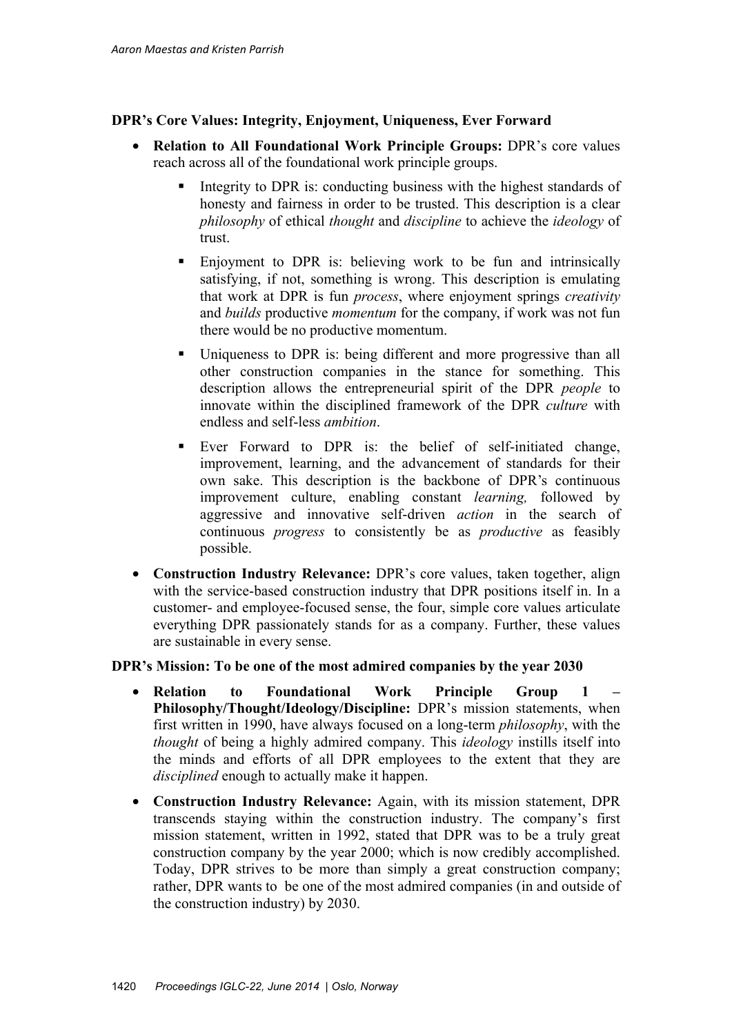**DPR's Core Values: Integrity, Enjoyment, Uniqueness, Ever Forward**

- **Relation to All Foundational Work Principle Groups:** DPR's core values reach across all of the foundational work principle groups.
  - Integrity to DPR is: conducting business with the highest standards of honesty and fairness in order to be trusted. This description is a clear *philosophy* of ethical *thought* and *discipline* to achieve the *ideology* of trust.
  - Enjoyment to DPR is: believing work to be fun and intrinsically satisfying, if not, something is wrong. This description is emulating that work at DPR is fun *process*, where enjoyment springs *creativity* and *builds* productive *momentum* for the company, if work was not fun there would be no productive momentum.
  - Uniqueness to DPR is: being different and more progressive than all other construction companies in the stance for something. This description allows the entrepreneurial spirit of the DPR *people* to innovate within the disciplined framework of the DPR *culture* with endless and self-less *ambition*.
  - Ever Forward to DPR is: the belief of self-initiated change, improvement, learning, and the advancement of standards for their own sake. This description is the backbone of DPR's continuous improvement culture, enabling constant *learning,* followed by aggressive and innovative self-driven *action* in the search of continuous *progress* to consistently be as *productive* as feasibly possible.
- **Construction Industry Relevance:** DPR's core values, taken together, align with the service-based construction industry that DPR positions itself in. In a customer- and employee-focused sense, the four, simple core values articulate everything DPR passionately stands for as a company. Further, these values are sustainable in every sense.

**DPR's Mission: To be one of the most admired companies by the year 2030**

- **Relation to Foundational Work Principle Group 1 – Philosophy/Thought/Ideology/Discipline:** DPR's mission statements, when first written in 1990, have always focused on a long-term *philosophy*, with the *thought* of being a highly admired company. This *ideology* instills itself into the minds and efforts of all DPR employees to the extent that they are *disciplined* enough to actually make it happen.
- **Construction Industry Relevance:** Again, with its mission statement, DPR transcends staying within the construction industry. The company's first mission statement, written in 1992, stated that DPR was to be a truly great construction company by the year 2000; which is now credibly accomplished. Today, DPR strives to be more than simply a great construction company; rather, DPR wants to be one of the most admired companies (in and outside of the construction industry) by 2030.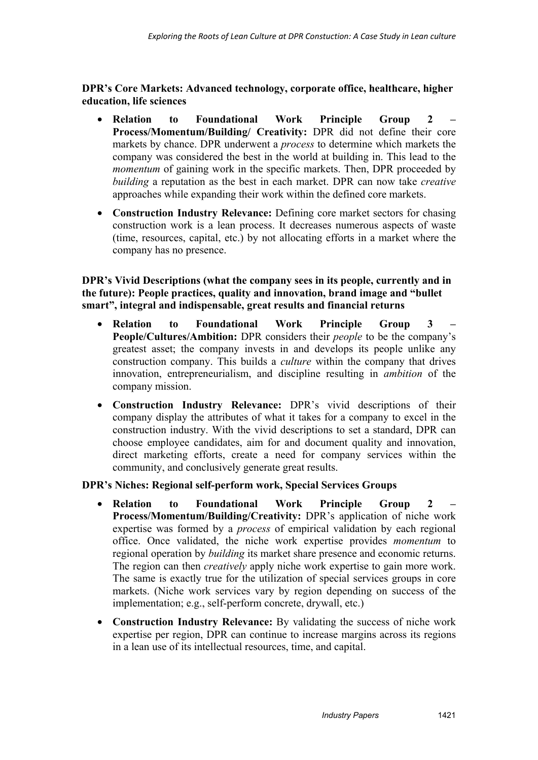**DPR's Core Markets: Advanced technology, corporate office, healthcare, higher education, life sciences**

- **Relation to Foundational Work Principle Group 2 – Process/Momentum/Building/ Creativity:** DPR did not define their core markets by chance. DPR underwent a *process* to determine which markets the company was considered the best in the world at building in. This lead to the *momentum* of gaining work in the specific markets. Then, DPR proceeded by *building* a reputation as the best in each market. DPR can now take *creative* approaches while expanding their work within the defined core markets.
- **Construction Industry Relevance:** Defining core market sectors for chasing construction work is a lean process. It decreases numerous aspects of waste (time, resources, capital, etc.) by not allocating efforts in a market where the company has no presence.

**DPR's Vivid Descriptions (what the company sees in its people, currently and in the future): People practices, quality and innovation, brand image and "bullet smart", integral and indispensable, great results and financial returns**

- **Relation to Foundational Work Principle Group 3 – People/Cultures/Ambition:** DPR considers their *people* to be the company's greatest asset; the company invests in and develops its people unlike any construction company. This builds a *culture* within the company that drives innovation, entrepreneurialism, and discipline resulting in *ambition* of the company mission.
- **Construction Industry Relevance:** DPR's vivid descriptions of their company display the attributes of what it takes for a company to excel in the construction industry. With the vivid descriptions to set a standard, DPR can choose employee candidates, aim for and document quality and innovation, direct marketing efforts, create a need for company services within the community, and conclusively generate great results.

**DPR's Niches: Regional self-perform work, Special Services Groups**

- **Relation to Foundational Work Principle Group 2 – Process/Momentum/Building/Creativity:** DPR's application of niche work expertise was formed by a *process* of empirical validation by each regional office. Once validated, the niche work expertise provides *momentum* to regional operation by *building* its market share presence and economic returns. The region can then *creatively* apply niche work expertise to gain more work. The same is exactly true for the utilization of special services groups in core markets. (Niche work services vary by region depending on success of the implementation; e.g., self-perform concrete, drywall, etc.)
- **Construction Industry Relevance:** By validating the success of niche work expertise per region, DPR can continue to increase margins across its regions in a lean use of its intellectual resources, time, and capital.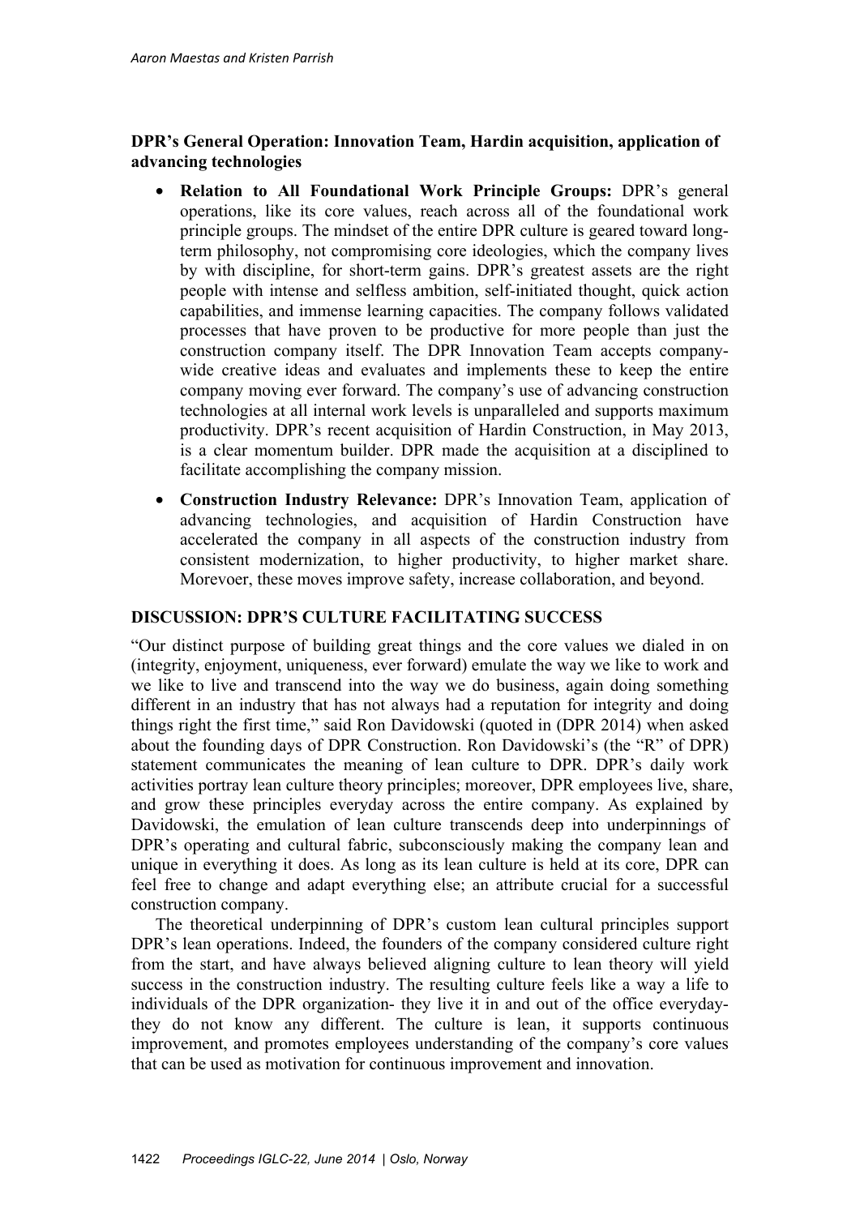**DPR's General Operation: Innovation Team, Hardin acquisition, application of advancing technologies**

- **Relation to All Foundational Work Principle Groups:** DPR's general operations, like its core values, reach across all of the foundational work principle groups. The mindset of the entire DPR culture is geared toward long-term philosophy, not compromising core ideologies, which the company lives by with discipline, for short-term gains. DPR's greatest assets are the right people with intense and selfless ambition, self-initiated thought, quick action capabilities, and immense learning capacities. The company follows validated processes that have proven to be productive for more people than just the construction company itself. The DPR Innovation Team accepts company-wide creative ideas and evaluates and implements these to keep the entire company moving ever forward. The company's use of advancing construction technologies at all internal work levels is unparalleled and supports maximum productivity. DPR's recent acquisition of Hardin Construction, in May 2013, is a clear momentum builder. DPR made the acquisition at a disciplined to facilitate accomplishing the company mission.
- **Construction Industry Relevance:** DPR's Innovation Team, application of advancing technologies, and acquisition of Hardin Construction have accelerated the company in all aspects of the construction industry from consistent modernization, to higher productivity, to higher market share. Morevoer, these moves improve safety, increase collaboration, and beyond.

## DISCUSSION: DPR'S CULTURE FACILITATING SUCCESS

"Our distinct purpose of building great things and the core values we dialed in on (integrity, enjoyment, uniqueness, ever forward) emulate the way we like to work and we like to live and transcend into the way we do business, again doing something different in an industry that has not always had a reputation for integrity and doing things right the first time," said Ron Davidowski (quoted in (DPR 2014) when asked about the founding days of DPR Construction. Ron Davidowski's (the "R" of DPR) statement communicates the meaning of lean culture to DPR. DPR's daily work activities portray lean culture theory principles; moreover, DPR employees live, share, and grow these principles everyday across the entire company. As explained by Davidowski, the emulation of lean culture transcends deep into underpinnings of DPR's operating and cultural fabric, subconsciously making the company lean and unique in everything it does. As long as its lean culture is held at its core, DPR can feel free to change and adapt everything else; an attribute crucial for a successful construction company.

The theoretical underpinning of DPR's custom lean cultural principles support DPR's lean operations. Indeed, the founders of the company considered culture right from the start, and have always believed aligning culture to lean theory will yield success in the construction industry. The resulting culture feels like a way a life to individuals of the DPR organization- they live it in and out of the office everyday- they do not know any different. The culture is lean, it supports continuous improvement, and promotes employees understanding of the company's core values that can be used as motivation for continuous improvement and innovation.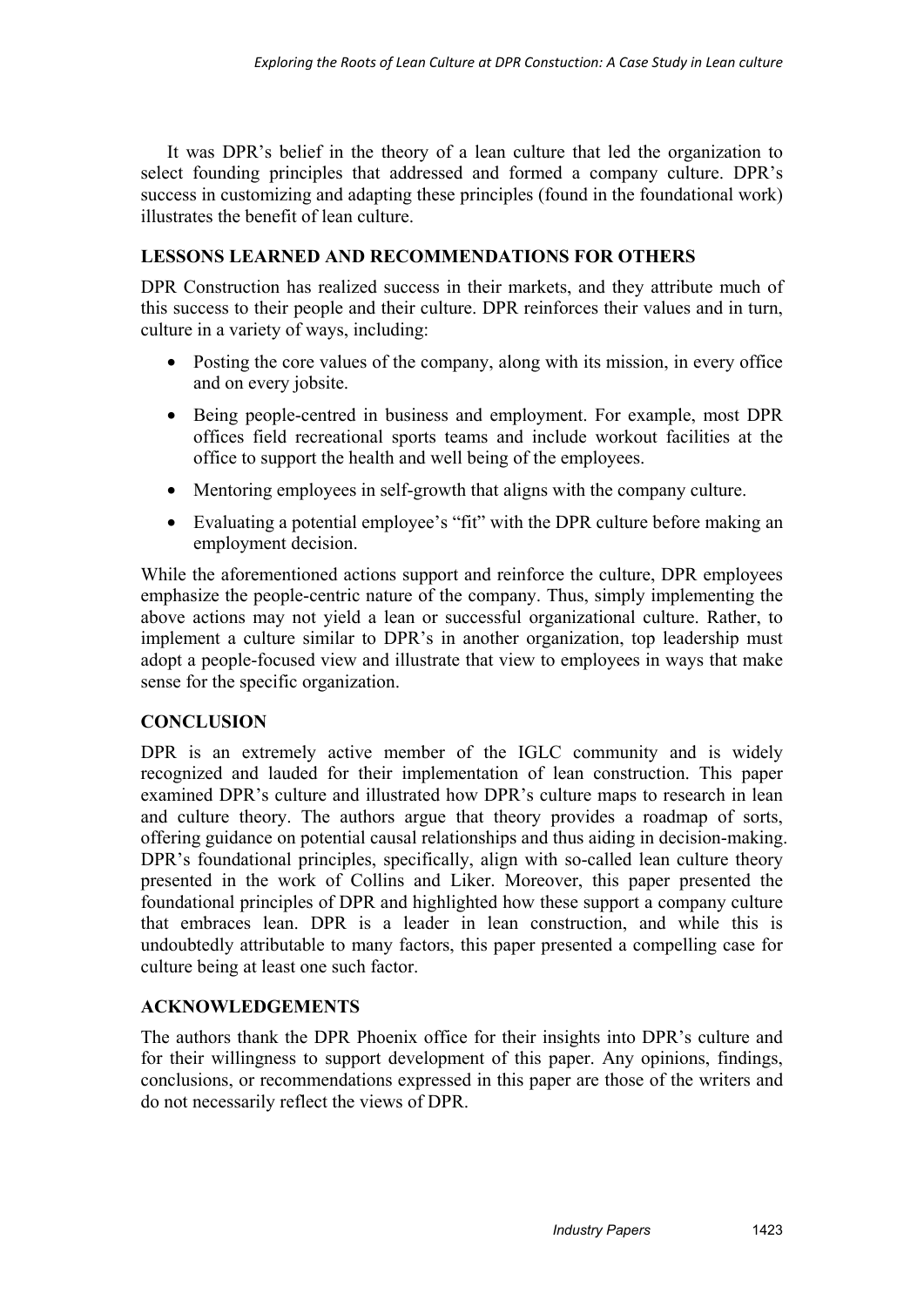It was DPR's belief in the theory of a lean culture that led the organization to select founding principles that addressed and formed a company culture. DPR's success in customizing and adapting these principles (found in the foundational work) illustrates the benefit of lean culture.

## LESSONS LEARNED AND RECOMMENDATIONS FOR OTHERS

DPR Construction has realized success in their markets, and they attribute much of this success to their people and their culture. DPR reinforces their values and in turn, culture in a variety of ways, including:

- Posting the core values of the company, along with its mission, in every office and on every jobsite.
- Being people-centred in business and employment. For example, most DPR offices field recreational sports teams and include workout facilities at the office to support the health and well being of the employees.
- Mentoring employees in self-growth that aligns with the company culture.
- Evaluating a potential employee's "fit" with the DPR culture before making an employment decision.

While the aforementioned actions support and reinforce the culture, DPR employees emphasize the people-centric nature of the company. Thus, simply implementing the above actions may not yield a lean or successful organizational culture. Rather, to implement a culture similar to DPR's in another organization, top leadership must adopt a people-focused view and illustrate that view to employees in ways that make sense for the specific organization.

## CONCLUSION

DPR is an extremely active member of the IGLC community and is widely recognized and lauded for their implementation of lean construction. This paper examined DPR's culture and illustrated how DPR's culture maps to research in lean and culture theory. The authors argue that theory provides a roadmap of sorts, offering guidance on potential causal relationships and thus aiding in decision-making. DPR's foundational principles, specifically, align with so-called lean culture theory presented in the work of Collins and Liker. Moreover, this paper presented the foundational principles of DPR and highlighted how these support a company culture that embraces lean. DPR is a leader in lean construction, and while this is undoubtedly attributable to many factors, this paper presented a compelling case for culture being at least one such factor.

## ACKNOWLEDGEMENTS

The authors thank the DPR Phoenix office for their insights into DPR's culture and for their willingness to support development of this paper. Any opinions, findings, conclusions, or recommendations expressed in this paper are those of the writers and do not necessarily reflect the views of DPR.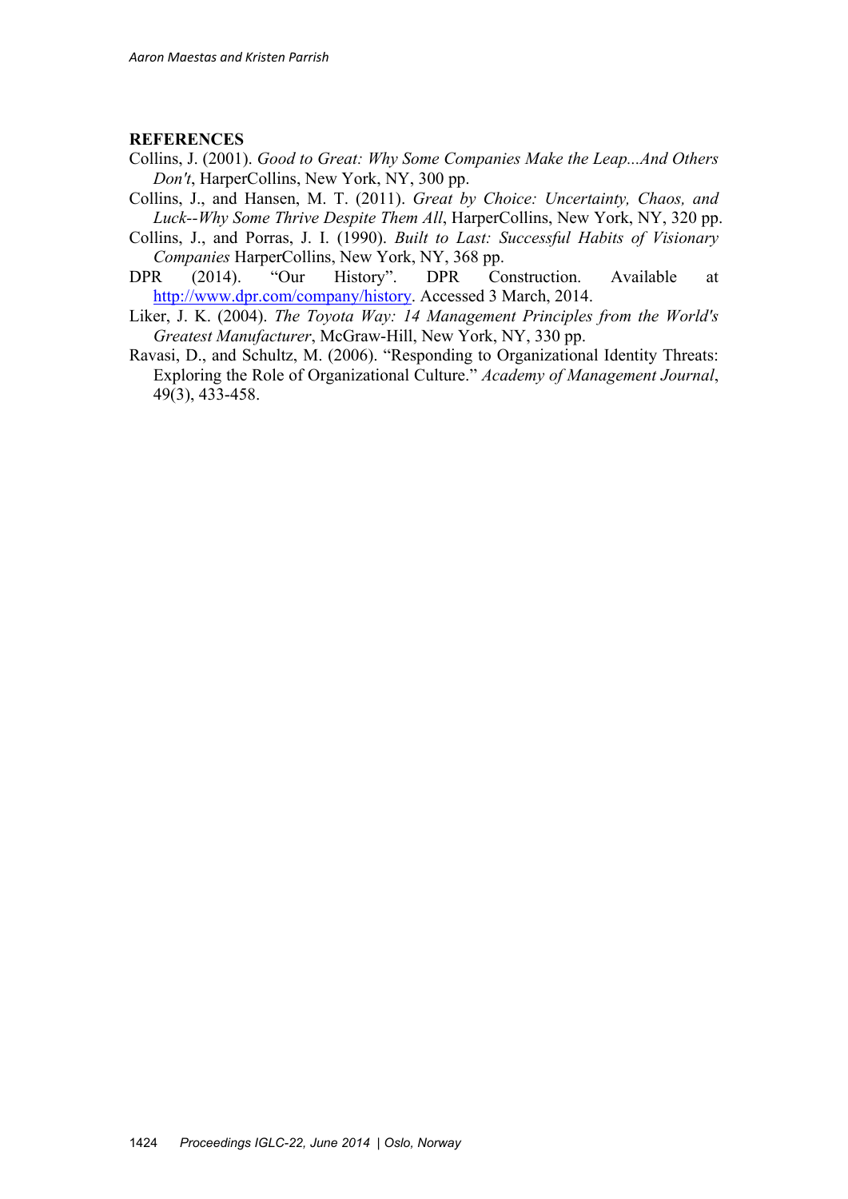## REFERENCES

Collins, J. (2001). *Good to Great: Why Some Companies Make the Leap...And Others Don't*, HarperCollins, New York, NY, 300 pp.

Collins, J., and Hansen, M. T. (2011). *Great by Choice: Uncertainty, Chaos, and Luck--Why Some Thrive Despite Them All*, HarperCollins, New York, NY, 320 pp.

Collins, J., and Porras, J. I. (1990). *Built to Last: Successful Habits of Visionary Companies* HarperCollins, New York, NY, 368 pp.

DPR (2014). "Our History". DPR Construction. Available at http://www.dpr.com/company/history. Accessed 3 March, 2014.

Liker, J. K. (2004). *The Toyota Way: 14 Management Principles from the World's Greatest Manufacturer*, McGraw-Hill, New York, NY, 330 pp.

Ravasi, D., and Schultz, M. (2006). "Responding to Organizational Identity Threats: Exploring the Role of Organizational Culture." *Academy of Management Journal*, 49(3), 433-458.